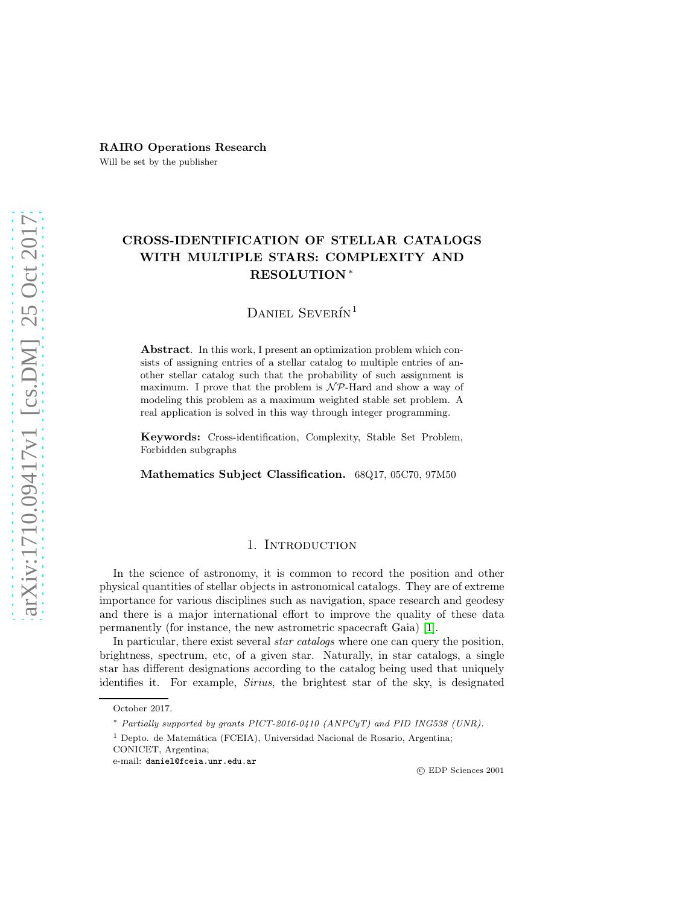**RAIRO Operations Research**

Will be set by the publisher

# CROSS-IDENTIFICATION OF STELLAR CATALOGS WITH MULTIPLE STARS: COMPLEXITY AND RESOLUTION [*]

Daniel Severín [1]

**Abstract**. In this work, I present an optimization problem which consists of assigning entries of a stellar catalog to multiple entries of another stellar catalog such that the probability of such assignment is maximum. I prove that the problem is $\mathcal{NP}$-Hard and show a way of modeling this problem as a maximum weighted stable set problem. A real application is solved in this way through integer programming.

**Keywords:** Cross-identification, Complexity, Stable Set Problem, Forbidden subgraphs

**Mathematics Subject Classification.** 68Q17, 05C70, 97M50

## 1. Introduction

In the science of astronomy, it is common to record the position and other physical quantities of stellar objects in astronomical catalogs. They are of extreme importance for various disciplines such as navigation, space research and geodesy and there is a major international effort to improve the quality of these data permanently (for instance, the new astrometric spacecraft Gaia) [1].

In particular, there exist several *star catalogs* where one can query the position, brightness, spectrum, etc, of a given star. Naturally, in star catalogs, a single star has different designations according to the catalog being used that uniquely identifies it. For example, *Sirius*, the brightest star of the sky, is designated

---

October 2017.

[*] *Partially supported by grants PICT-2016-0410 (ANPCyT) and PID ING538 (UNR).*

[1] Depto. de Matemática (FCEIA), Universidad Nacional de Rosario, Argentina;
CONICET, Argentina;
e-mail: daniel@fceia.unr.edu.ar

© EDP Sciences 2001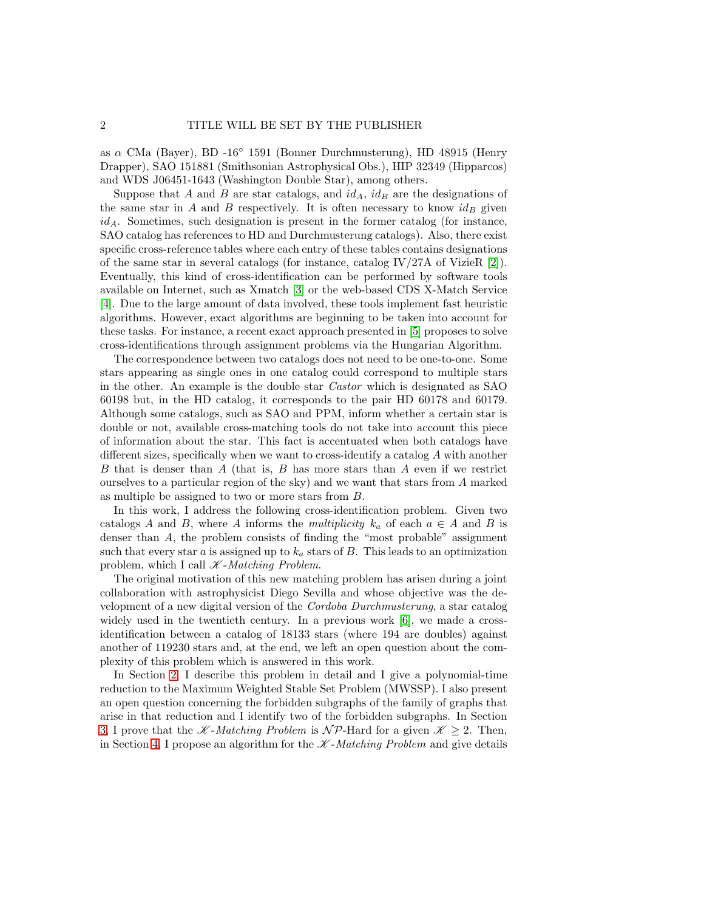as $\alpha$ CMa (Bayer), BD -16° 1591 (Bonner Durchmusterung), HD 48915 (Henry Drapper), SAO 151881 (Smithsonian Astrophysical Obs.), HIP 32349 (Hipparcos) and WDS J06451-1643 (Washington Double Star), among others.

Suppose that $A$ and $B$ are star catalogs, and $id_A$, $id_B$ are the designations of the same star in $A$ and $B$ respectively. It is often necessary to know $id_B$ given $id_A$. Sometimes, such designation is present in the former catalog (for instance, SAO catalog has references to HD and Durchmusterung catalogs). Also, there exist specific cross-reference tables where each entry of these tables contains designations of the same star in several catalogs (for instance, catalog IV/27A of VizieR [2]). Eventually, this kind of cross-identification can be performed by software tools available on Internet, such as Xmatch [3] or the web-based CDS X-Match Service [4]. Due to the large amount of data involved, these tools implement fast heuristic algorithms. However, exact algorithms are beginning to be taken into account for these tasks. For instance, a recent exact approach presented in [5] proposes to solve cross-identifications through assignment problems via the Hungarian Algorithm.

The correspondence between two catalogs does not need to be one-to-one. Some stars appearing as single ones in one catalog could correspond to multiple stars in the other. An example is the double star *Castor* which is designated as SAO 60198 but, in the HD catalog, it corresponds to the pair HD 60178 and 60179. Although some catalogs, such as SAO and PPM, inform whether a certain star is double or not, available cross-matching tools do not take into account this piece of information about the star. This fact is accentuated when both catalogs have different sizes, specifically when we want to cross-identify a catalog $A$ with another $B$ that is denser than $A$ (that is, $B$ has more stars than $A$ even if we restrict ourselves to a particular region of the sky) and we want that stars from $A$ marked as multiple be assigned to two or more stars from $B$.

In this work, I address the following cross-identification problem. Given two catalogs $A$ and $B$, where $A$ informs the *multiplicity* $k_a$ of each $a \in A$ and $B$ is denser than $A$, the problem consists of finding the "most probable" assignment such that every star $a$ is assigned up to $k_a$ stars of $B$. This leads to an optimization problem, which I call *$\mathscr{K}$-Matching Problem*.

The original motivation of this new matching problem has arisen during a joint collaboration with astrophysicist Diego Sevilla and whose objective was the development of a new digital version of the *Cordoba Durchmusterung*, a star catalog widely used in the twentieth century. In a previous work [6], we made a cross-identification between a catalog of 18133 stars (where 194 are doubles) against another of 119230 stars and, at the end, we left an open question about the complexity of this problem which is answered in this work.

In Section 2, I describe this problem in detail and I give a polynomial-time reduction to the Maximum Weighted Stable Set Problem (MWSSP). I also present an open question concerning the forbidden subgraphs of the family of graphs that arise in that reduction and I identify two of the forbidden subgraphs. In Section 3, I prove that the *$\mathscr{K}$-Matching Problem* is $\mathcal{NP}$-Hard for a given $\mathscr{K} \geq 2$. Then, in Section 4, I propose an algorithm for the *$\mathscr{K}$-Matching Problem* and give details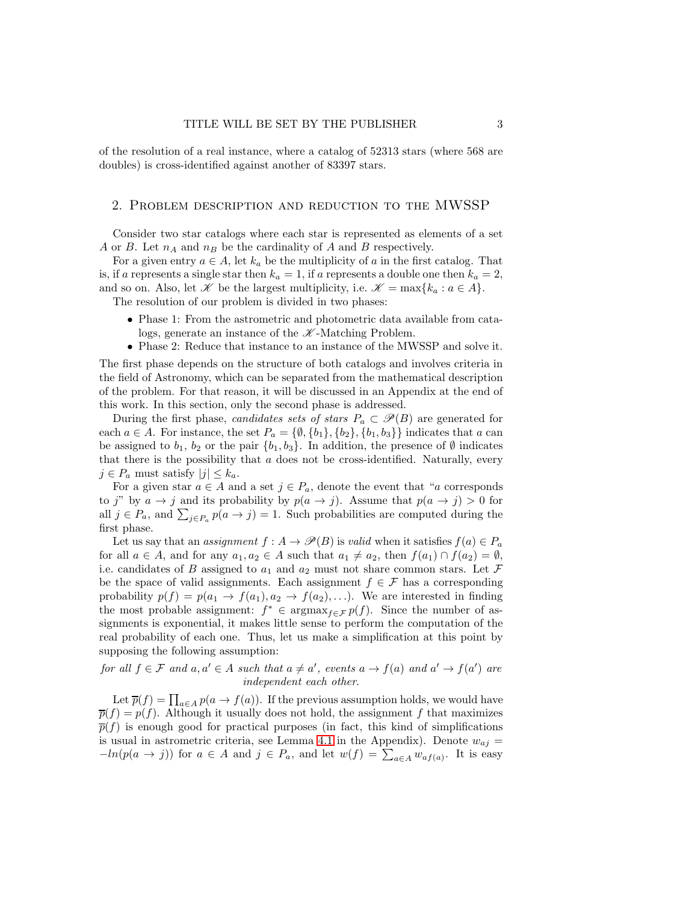of the resolution of a real instance, where a catalog of 52313 stars (where 568 are doubles) is cross-identified against another of 83397 stars.

## 2. Problem description and reduction to the MWSSP

Consider two star catalogs where each star is represented as elements of a set $A$ or $B$. Let $n_A$ and $n_B$ be the cardinality of $A$ and $B$ respectively.

For a given entry $a \in A$, let $k_a$ be the multiplicity of $a$ in the first catalog. That is, if $a$ represents a single star then $k_a = 1$, if $a$ represents a double one then $k_a = 2$, and so on. Also, let $\mathscr{K}$ be the largest multiplicity, i.e. $\mathscr{K} = \max\{k_a : a \in A\}$.

The resolution of our problem is divided in two phases:

- Phase 1: From the astrometric and photometric data available from catalogs, generate an instance of the $\mathscr{K}$-Matching Problem.
- Phase 2: Reduce that instance to an instance of the MWSSP and solve it.

The first phase depends on the structure of both catalogs and involves criteria in the field of Astronomy, which can be separated from the mathematical description of the problem. For that reason, it will be discussed in an Appendix at the end of this work. In this section, only the second phase is addressed.

During the first phase, *candidates sets of stars* $P_a \subset \mathscr{P}(B)$ are generated for each $a \in A$. For instance, the set $P_a = \{\emptyset, \{b_1\}, \{b_2\}, \{b_1, b_3\}\}$ indicates that $a$ can be assigned to $b_1$, $b_2$ or the pair $\{b_1, b_3\}$. In addition, the presence of $\emptyset$ indicates that there is the possibility that $a$ does not be cross-identified. Naturally, every $j \in P_a$ must satisfy $|j| \leq k_a$.

For a given star $a \in A$ and a set $j \in P_a$, denote the event that "$a$ corresponds to $j$" by $a \to j$ and its probability by $p(a \to j)$. Assume that $p(a \to j) > 0$ for all $j \in P_a$, and $\sum_{j \in P_a} p(a \to j) = 1$. Such probabilities are computed during the first phase.

Let us say that an *assignment* $f : A \to \mathscr{P}(B)$ is *valid* when it satisfies $f(a) \in P_a$ for all $a \in A$, and for any $a_1, a_2 \in A$ such that $a_1 \neq a_2$, then $f(a_1) \cap f(a_2) = \emptyset$, i.e. candidates of $B$ assigned to $a_1$ and $a_2$ must not share common stars. Let $\mathcal{F}$ be the space of valid assignments. Each assignment $f \in \mathcal{F}$ has a corresponding probability $p(f) = p(a_1 \to f(a_1), a_2 \to f(a_2), \ldots)$. We are interested in finding the most probable assignment: $f^* \in \operatorname{argmax}_{f \in \mathcal{F}} p(f)$. Since the number of assignments is exponential, it makes little sense to perform the computation of the real probability of each one. Thus, let us make a simplification at this point by supposing the following assumption:

*for all $f \in \mathcal{F}$ and $a, a' \in A$ such that $a \neq a'$, events $a \to f(a)$ and $a' \to f(a')$ are independent each other.*

Let $\overline{p}(f) = \prod_{a \in A} p(a \to f(a))$. If the previous assumption holds, we would have $\overline{p}(f) = p(f)$. Although it usually does not hold, the assignment $f$ that maximizes $\overline{p}(f)$ is enough good for practical purposes (in fact, this kind of simplifications is usual in astrometric criteria, see Lemma 4.1 in the Appendix). Denote $w_{aj} = -ln(p(a \to j))$ for $a \in A$ and $j \in P_a$, and let $w(f) = \sum_{a \in A} w_{af(a)}$. It is easy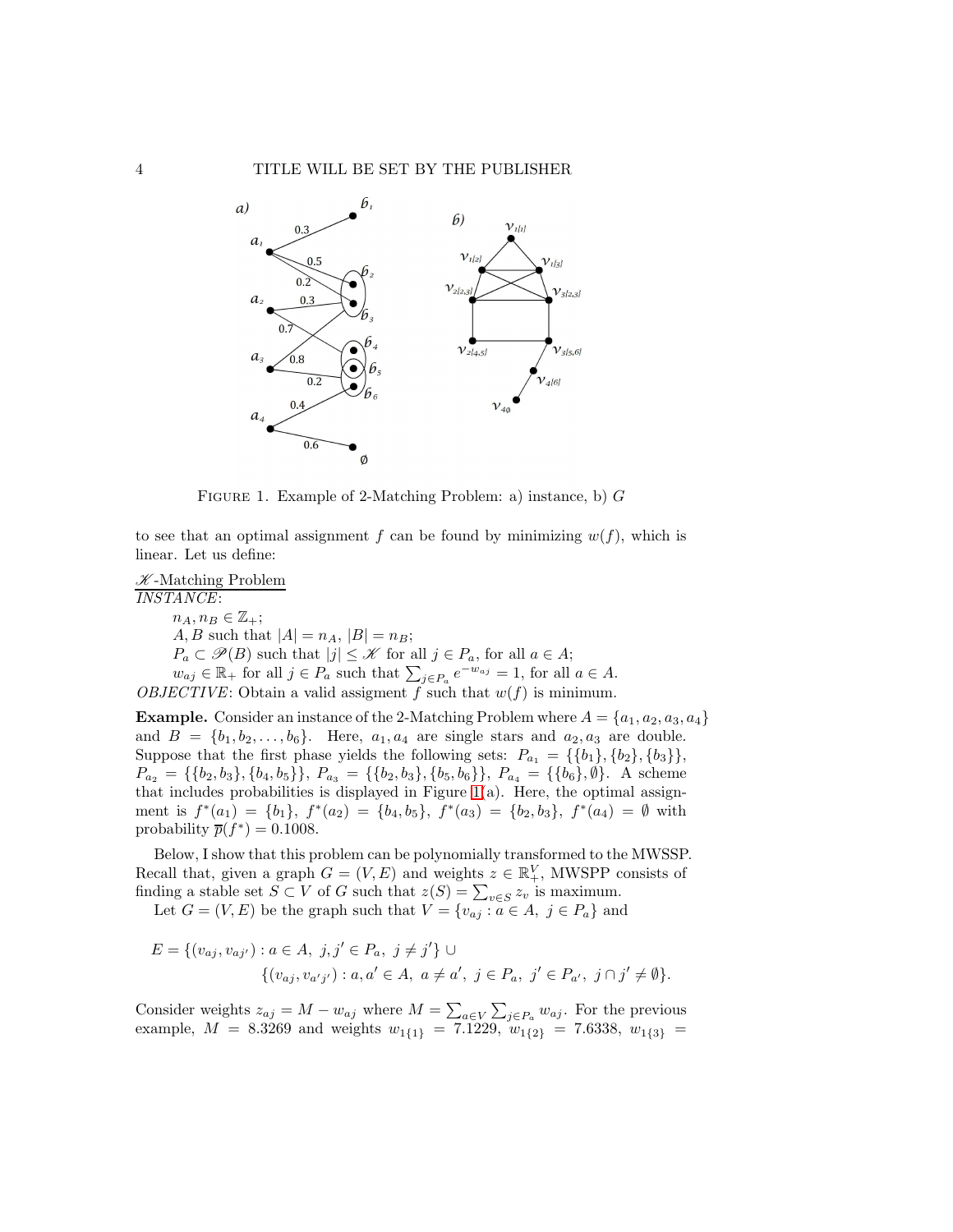FIGURE 1. Example of 2-Matching Problem: a) instance, b) $G$

to see that an optimal assignment $f$ can be found by minimizing $w(f)$, which is linear. Let us define:

<u>$\mathscr{K}$-Matching Problem</u>
*INSTANCE*:

$n_A, n_B \in \mathbb{Z}_+$;
$A, B$ such that $|A| = n_A$, $|B| = n_B$;
$P_a \subset \mathscr{P}(B)$ such that $|j| \leq \mathscr{K}$ for all $j \in P_a$, for all $a \in A$;
$w_{aj} \in \mathbb{R}_+$ for all $j \in P_a$ such that $\sum_{j \in P_a} e^{-w_{aj}} = 1$, for all $a \in A$.

*OBJECTIVE*: Obtain a valid assigment $f$ such that $w(f)$ is minimum.

**Example.** Consider an instance of the 2-Matching Problem where $A = \{a_1, a_2, a_3, a_4\}$ and $B = \{b_1, b_2, \ldots, b_6\}$. Here, $a_1, a_4$ are single stars and $a_2, a_3$ are double. Suppose that the first phase yields the following sets: $P_{a_1} = \{\{b_1\}, \{b_2\}, \{b_3\}\}$, $P_{a_2} = \{\{b_2, b_3\}, \{b_4, b_5\}\}$, $P_{a_3} = \{\{b_2, b_3\}, \{b_5, b_6\}\}$, $P_{a_4} = \{\{b_6\}, \emptyset\}$. A scheme that includes probabilities is displayed in Figure 1(a). Here, the optimal assignment is $f^*(a_1) = \{b_1\}$, $f^*(a_2) = \{b_4, b_5\}$, $f^*(a_3) = \{b_2, b_3\}$, $f^*(a_4) = \emptyset$ with probability $\overline{p}(f^*) = 0.1008$.

Below, I show that this problem can be polynomially transformed to the MWSSP. Recall that, given a graph $G = (V, E)$ and weights $z \in \mathbb{R}^V_+$, MWSPP consists of finding a stable set $S \subset V$ of $G$ such that $z(S) = \sum_{v \in S} z_v$ is maximum.

Let $G = (V, E)$ be the graph such that $V = \{v_{aj} : a \in A,\ j \in P_a\}$ and

$$E = \{(v_{aj}, v_{aj'}) : a \in A,\ j, j' \in P_a,\ j \neq j'\} \cup$$
$$\{(v_{aj}, v_{a'j'}) : a, a' \in A,\ a \neq a',\ j \in P_a,\ j' \in P_{a'},\ j \cap j' \neq \emptyset\}.$$

Consider weights $z_{aj} = M - w_{aj}$ where $M = \sum_{a \in V} \sum_{j \in P_a} w_{aj}$. For the previous example, $M = 8.3269$ and weights $w_{1\{1\}} = 7.1229$, $w_{1\{2\}} = 7.6338$, $w_{1\{3\}} =$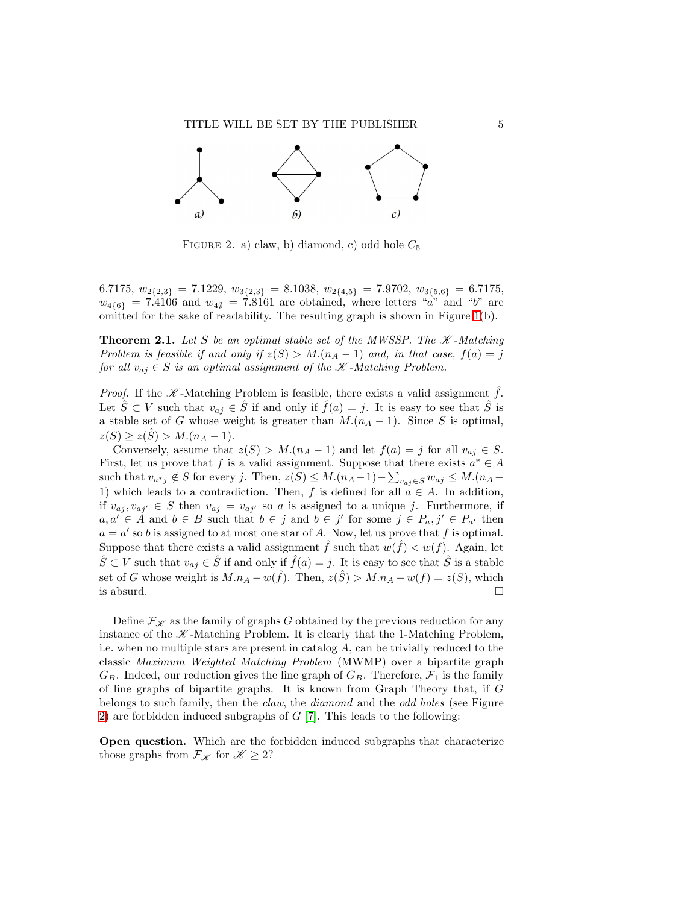FIGURE 2. a) claw, b) diamond, c) odd hole $C_5$

6.7175, $w_{2\{2,3\}} = 7.1229$, $w_{3\{2,3\}} = 8.1038$, $w_{2\{4,5\}} = 7.9702$, $w_{3\{5,6\}} = 6.7175$, $w_{4\{6\}} = 7.4106$ and $w_{4\emptyset} = 7.8161$ are obtained, where letters "$a$" and "$b$" are omitted for the sake of readability. The resulting graph is shown in Figure 1(b).

**Theorem 2.1.** *Let $S$ be an optimal stable set of the MWSSP. The $\mathscr{K}$-Matching Problem is feasible if and only if $z(S) > M.(n_A - 1)$ and, in that case, $f(a) = j$ for all $v_{aj} \in S$ is an optimal assignment of the $\mathscr{K}$-Matching Problem.*

*Proof.* If the $\mathscr{K}$-Matching Problem is feasible, there exists a valid assignment $\hat{f}$. Let $\hat{S} \subset V$ such that $v_{aj} \in \hat{S}$ if and only if $\hat{f}(a) = j$. It is easy to see that $\hat{S}$ is a stable set of $G$ whose weight is greater than $M.(n_A - 1)$. Since $S$ is optimal, $z(S) \geq z(\hat{S}) > M.(n_A - 1)$.

Conversely, assume that $z(S) > M.(n_A - 1)$ and let $f(a) = j$ for all $v_{aj} \in S$. First, let us prove that $f$ is a valid assignment. Suppose that there exists $a^* \in A$ such that $v_{a^*j} \notin S$ for every $j$. Then, $z(S) \leq M.(n_A - 1) - \sum_{v_{aj} \in S} w_{aj} \leq M.(n_A - 1)$ which leads to a contradiction. Then, $f$ is defined for all $a \in A$. In addition, if $v_{aj}, v_{aj'} \in S$ then $v_{aj} = v_{aj'}$ so $a$ is assigned to a unique $j$. Furthermore, if $a, a' \in A$ and $b \in B$ such that $b \in j$ and $b \in j'$ for some $j \in P_a, j' \in P_{a'}$ then $a = a'$ so $b$ is assigned to at most one star of $A$. Now, let us prove that $f$ is optimal. Suppose that there exists a valid assignment $\hat{f}$ such that $w(\hat{f}) < w(f)$. Again, let $\hat{S} \subset V$ such that $v_{aj} \in \hat{S}$ if and only if $\hat{f}(a) = j$. It is easy to see that $\hat{S}$ is a stable set of $G$ whose weight is $M.n_A - w(\hat{f})$. Then, $z(\hat{S}) > M.n_A - w(f) = z(S)$, which is absurd. $\square$

Define $\mathcal{F}_{\mathscr{K}}$ as the family of graphs $G$ obtained by the previous reduction for any instance of the $\mathscr{K}$-Matching Problem. It is clearly that the 1-Matching Problem, i.e. when no multiple stars are present in catalog $A$, can be trivially reduced to the classic *Maximum Weighted Matching Problem* (MWMP) over a bipartite graph $G_B$. Indeed, our reduction gives the line graph of $G_B$. Therefore, $\mathcal{F}_1$ is the family of line graphs of bipartite graphs. It is known from Graph Theory that, if $G$ belongs to such family, then the *claw*, the *diamond* and the *odd holes* (see Figure 2) are forbidden induced subgraphs of $G$ [7]. This leads to the following:

**Open question.** Which are the forbidden induced subgraphs that characterize those graphs from $\mathcal{F}_{\mathscr{K}}$ for $\mathscr{K} \geq 2$?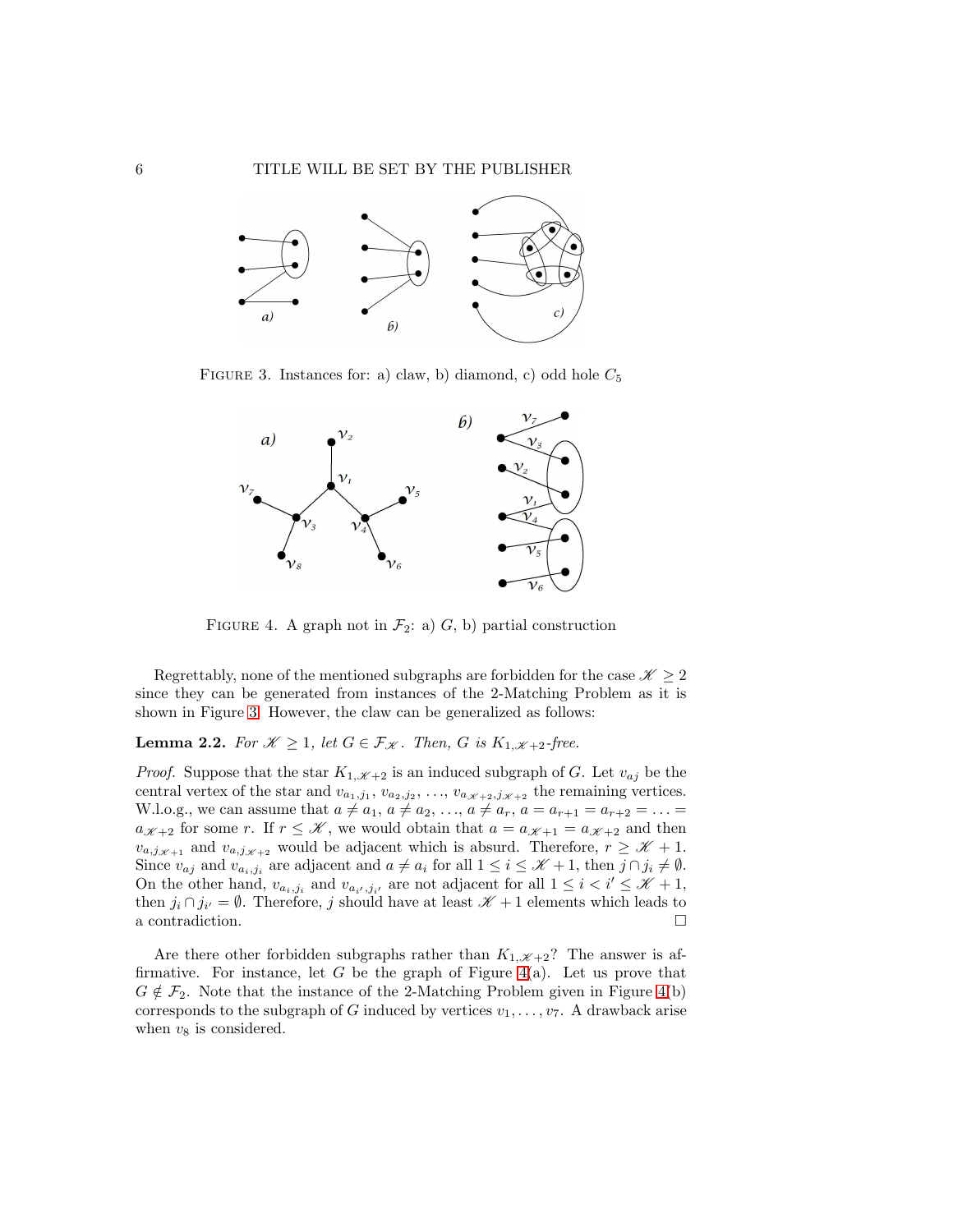FIGURE 3. Instances for: a) claw, b) diamond, c) odd hole $C_5$

FIGURE 4. A graph not in $\mathcal{F}_2$: a) $G$, b) partial construction

Regrettably, none of the mentioned subgraphs are forbidden for the case $\mathscr{K} \geq 2$ since they can be generated from instances of the 2-Matching Problem as it is shown in Figure 3. However, the claw can be generalized as follows:

**Lemma 2.2.** *For $\mathscr{K} \geq 1$, let $G \in \mathcal{F}_{\mathscr{K}}$. Then, $G$ is $K_{1,\mathscr{K}+2}$-free.*

*Proof.* Suppose that the star $K_{1,\mathscr{K}+2}$ is an induced subgraph of $G$. Let $v_{aj}$ be the central vertex of the star and $v_{a_1,j_1}, v_{a_2,j_2}, \ldots, v_{a_{\mathscr{K}+2},j_{\mathscr{K}+2}}$ the remaining vertices. W.l.o.g., we can assume that $a \neq a_1, a \neq a_2, \ldots, a \neq a_r, a = a_{r+1} = a_{r+2} = \ldots = a_{\mathscr{K}+2}$ for some $r$. If $r \leq \mathscr{K}$, we would obtain that $a = a_{\mathscr{K}+1} = a_{\mathscr{K}+2}$ and then $v_{a,j_{\mathscr{K}+1}}$ and $v_{a,j_{\mathscr{K}+2}}$ would be adjacent which is absurd. Therefore, $r \geq \mathscr{K}+1$. Since $v_{aj}$ and $v_{a_i,j_i}$ are adjacent and $a \neq a_i$ for all $1 \leq i \leq \mathscr{K}+1$, then $j \cap j_i \neq \emptyset$. On the other hand, $v_{a_i,j_i}$ and $v_{a_{i'},j_{i'}}$ are not adjacent for all $1 \leq i < i' \leq \mathscr{K}+1$, then $j_i \cap j_{i'} = \emptyset$. Therefore, $j$ should have at least $\mathscr{K}+1$ elements which leads to a contradiction. $\square$

Are there other forbidden subgraphs rather than $K_{1,\mathscr{K}+2}$? The answer is affirmative. For instance, let $G$ be the graph of Figure 4(a). Let us prove that $G \notin \mathcal{F}_2$. Note that the instance of the 2-Matching Problem given in Figure 4(b) corresponds to the subgraph of $G$ induced by vertices $v_1, \ldots, v_7$. A drawback arise when $v_8$ is considered.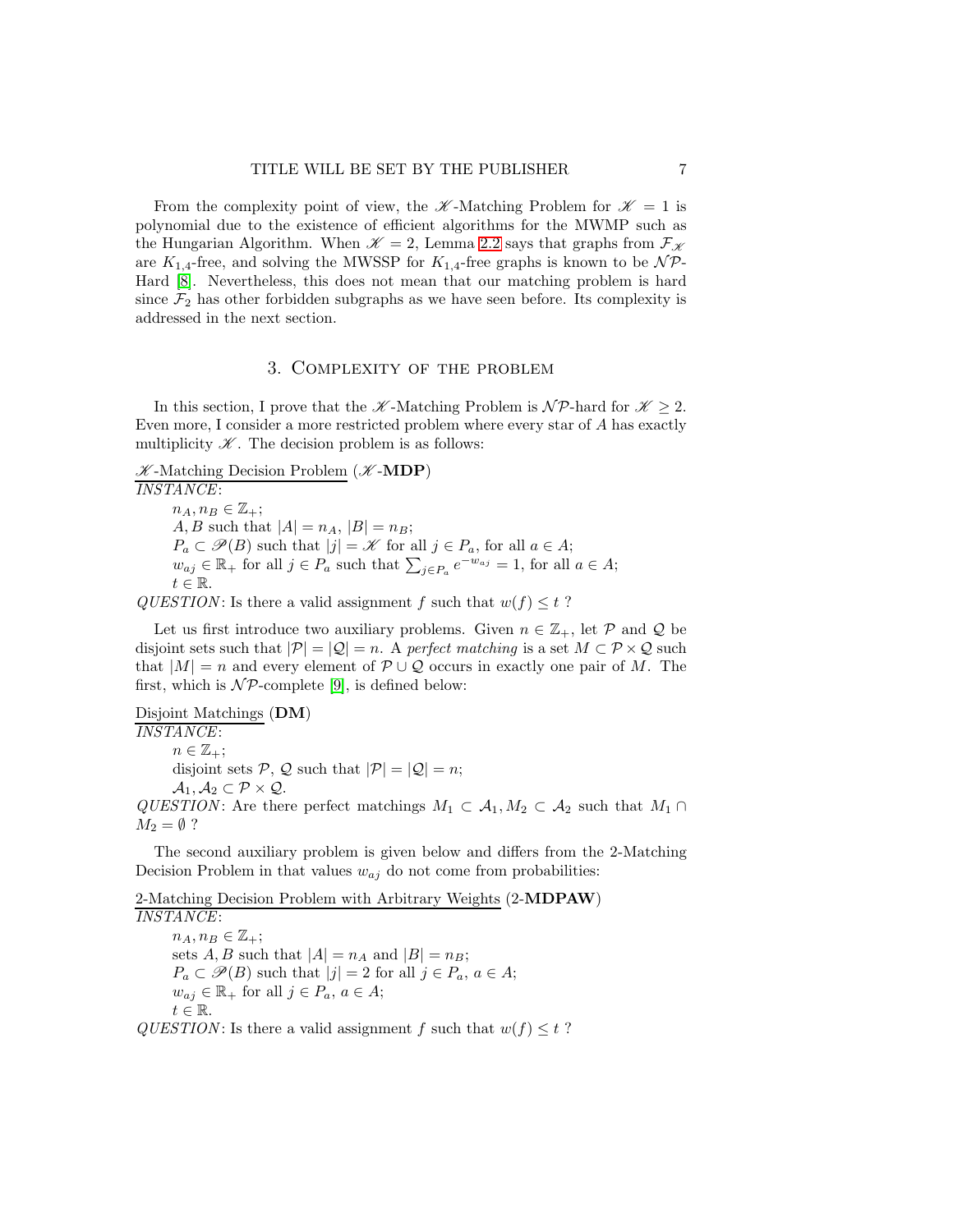From the complexity point of view, the $\mathscr{K}$-Matching Problem for $\mathscr{K} = 1$ is polynomial due to the existence of efficient algorithms for the MWMP such as the Hungarian Algorithm. When $\mathscr{K} = 2$, Lemma 2.2 says that graphs from $\mathcal{F}_{\mathscr{K}}$ are $K_{1,4}$-free, and solving the MWSSP for $K_{1,4}$-free graphs is known to be $\mathcal{NP}$-Hard [8]. Nevertheless, this does not mean that our matching problem is hard since $\mathcal{F}_2$ has other forbidden subgraphs as we have seen before. Its complexity is addressed in the next section.

## 3. Complexity of the problem

In this section, I prove that the $\mathscr{K}$-Matching Problem is $\mathcal{NP}$-hard for $\mathscr{K} \geq 2$. Even more, I consider a more restricted problem where every star of $A$ has exactly multiplicity $\mathscr{K}$. The decision problem is as follows:

$\mathscr{K}$-Matching Decision Problem ($\mathscr{K}$-**MDP**)
*INSTANCE*:
$n_A, n_B \in \mathbb{Z}_+$;
$A, B$ such that $|A| = n_A$, $|B| = n_B$;
$P_a \subset \mathscr{P}(B)$ such that $|j| = \mathscr{K}$ for all $j \in P_a$, for all $a \in A$;
$w_{aj} \in \mathbb{R}_+$ for all $j \in P_a$ such that $\sum_{j \in P_a} e^{-w_{aj}} = 1$, for all $a \in A$;
$t \in \mathbb{R}$.
*QUESTION*: Is there a valid assignment $f$ such that $w(f) \leq t$ ?

Let us first introduce two auxiliary problems. Given $n \in \mathbb{Z}_+$, let $\mathcal{P}$ and $\mathcal{Q}$ be disjoint sets such that $|\mathcal{P}| = |\mathcal{Q}| = n$. A *perfect matching* is a set $M \subset \mathcal{P} \times \mathcal{Q}$ such that $|M| = n$ and every element of $\mathcal{P} \cup \mathcal{Q}$ occurs in exactly one pair of $M$. The first, which is $\mathcal{NP}$-complete [9], is defined below:

Disjoint Matchings (**DM**)
*INSTANCE*:
$n \in \mathbb{Z}_+$;
disjoint sets $\mathcal{P}$, $\mathcal{Q}$ such that $|\mathcal{P}| = |\mathcal{Q}| = n$;
$\mathcal{A}_1, \mathcal{A}_2 \subset \mathcal{P} \times \mathcal{Q}$.
*QUESTION*: Are there perfect matchings $M_1 \subset \mathcal{A}_1, M_2 \subset \mathcal{A}_2$ such that $M_1 \cap M_2 = \emptyset$ ?

The second auxiliary problem is given below and differs from the 2-Matching Decision Problem in that values $w_{aj}$ do not come from probabilities:

2-Matching Decision Problem with Arbitrary Weights (2-**MDPAW**)
*INSTANCE*:
$n_A, n_B \in \mathbb{Z}_+$;
sets $A, B$ such that $|A| = n_A$ and $|B| = n_B$;
$P_a \subset \mathscr{P}(B)$ such that $|j| = 2$ for all $j \in P_a$, $a \in A$;
$w_{aj} \in \mathbb{R}_+$ for all $j \in P_a$, $a \in A$;
$t \in \mathbb{R}$.
*QUESTION*: Is there a valid assignment $f$ such that $w(f) \leq t$ ?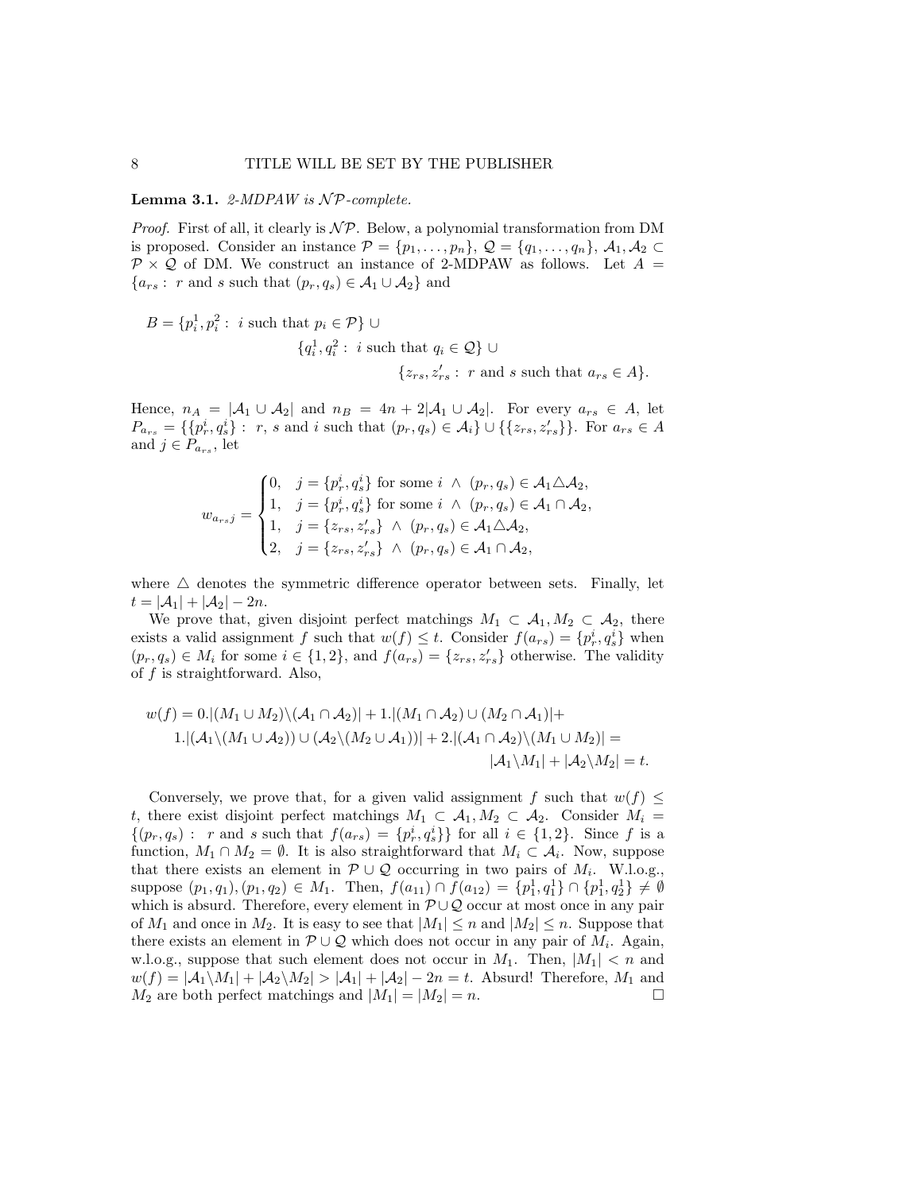**Lemma 3.1.** *2-MDPAW is $\mathcal{NP}$-complete.*

*Proof.* First of all, it clearly is $\mathcal{NP}$. Below, a polynomial transformation from DM is proposed. Consider an instance $\mathcal{P} = \{p_1, \ldots, p_n\}$, $\mathcal{Q} = \{q_1, \ldots, q_n\}$, $\mathcal{A}_1, \mathcal{A}_2 \subset \mathcal{P} \times \mathcal{Q}$ of DM. We construct an instance of 2-MDPAW as follows. Let $A = \{a_{rs} :\ r \text{ and } s \text{ such that } (p_r, q_s) \in \mathcal{A}_1 \cup \mathcal{A}_2\}$ and

$$
\begin{aligned}
B = \{p_i^1, p_i^2 :\ & i \text{ such that } p_i \in \mathcal{P}\} \cup \\
& \{q_i^1, q_i^2 :\ i \text{ such that } q_i \in \mathcal{Q}\} \cup \\
& \qquad \{z_{rs}, z'_{rs} :\ r \text{ and } s \text{ such that } a_{rs} \in A\}.
\end{aligned}
$$

Hence, $n_A = |\mathcal{A}_1 \cup \mathcal{A}_2|$ and $n_B = 4n + 2|\mathcal{A}_1 \cup \mathcal{A}_2|$. For every $a_{rs} \in A$, let $P_{a_{rs}} = \{\{p_r^i, q_s^i\} :\ r,\ s \text{ and } i \text{ such that } (p_r, q_s) \in \mathcal{A}_i\} \cup \{\{z_{rs}, z'_{rs}\}\}$. For $a_{rs} \in A$ and $j \in P_{a_{rs}}$, let

$$
w_{a_{rs}j} = \begin{cases} 0, & j = \{p_r^i, q_s^i\} \text{ for some } i \ \wedge\ (p_r, q_s) \in \mathcal{A}_1 \triangle \mathcal{A}_2, \\ 1, & j = \{p_r^i, q_s^i\} \text{ for some } i \ \wedge\ (p_r, q_s) \in \mathcal{A}_1 \cap \mathcal{A}_2, \\ 1, & j = \{z_{rs}, z'_{rs}\} \ \wedge\ (p_r, q_s) \in \mathcal{A}_1 \triangle \mathcal{A}_2, \\ 2, & j = \{z_{rs}, z'_{rs}\} \ \wedge\ (p_r, q_s) \in \mathcal{A}_1 \cap \mathcal{A}_2, \end{cases}
$$

where $\triangle$ denotes the symmetric difference operator between sets. Finally, let $t = |\mathcal{A}_1| + |\mathcal{A}_2| - 2n$.

We prove that, given disjoint perfect matchings $M_1 \subset \mathcal{A}_1, M_2 \subset \mathcal{A}_2$, there exists a valid assignment $f$ such that $w(f) \leq t$. Consider $f(a_{rs}) = \{p_r^i, q_s^i\}$ when $(p_r, q_s) \in M_i$ for some $i \in \{1, 2\}$, and $f(a_{rs}) = \{z_{rs}, z'_{rs}\}$ otherwise. The validity of $f$ is straightforward. Also,

$$
\begin{aligned}
w(f) = 0.|(M_1 \cup M_2) \backslash (\mathcal{A}_1 \cap \mathcal{A}_2)| + 1.|(M_1 \cap \mathcal{A}_2) \cup (M_2 \cap \mathcal{A}_1)| + \\
1.|(\mathcal{A}_1 \backslash (M_1 \cup \mathcal{A}_2)) \cup (\mathcal{A}_2 \backslash (M_2 \cup \mathcal{A}_1))| + 2.|(\mathcal{A}_1 \cap \mathcal{A}_2) \backslash (M_1 \cup M_2)| = \\
|\mathcal{A}_1 \backslash M_1| + |\mathcal{A}_2 \backslash M_2| = t.
\end{aligned}
$$

Conversely, we prove that, for a given valid assignment $f$ such that $w(f) \leq t$, there exist disjoint perfect matchings $M_1 \subset \mathcal{A}_1, M_2 \subset \mathcal{A}_2$. Consider $M_i = \{(p_r, q_s) :\ r \text{ and } s \text{ such that } f(a_{rs}) = \{p_r^i, q_s^i\}\}$ for all $i \in \{1, 2\}$. Since $f$ is a function, $M_1 \cap M_2 = \emptyset$. It is also straightforward that $M_i \subset \mathcal{A}_i$. Now, suppose that there exists an element in $\mathcal{P} \cup \mathcal{Q}$ occurring in two pairs of $M_i$. W.l.o.g., suppose $(p_1, q_1), (p_1, q_2) \in M_1$. Then, $f(a_{11}) \cap f(a_{12}) = \{p_1^1, q_1^1\} \cap \{p_1^1, q_2^1\} \neq \emptyset$ which is absurd. Therefore, every element in $\mathcal{P} \cup \mathcal{Q}$ occur at most once in any pair of $M_1$ and once in $M_2$. It is easy to see that $|M_1| \leq n$ and $|M_2| \leq n$. Suppose that there exists an element in $\mathcal{P} \cup \mathcal{Q}$ which does not occur in any pair of $M_i$. Again, w.l.o.g., suppose that such element does not occur in $M_1$. Then, $|M_1| < n$ and $w(f) = |\mathcal{A}_1 \backslash M_1| + |\mathcal{A}_2 \backslash M_2| > |\mathcal{A}_1| + |\mathcal{A}_2| - 2n = t$. Absurd! Therefore, $M_1$ and $M_2$ are both perfect matchings and $|M_1| = |M_2| = n$. $\square$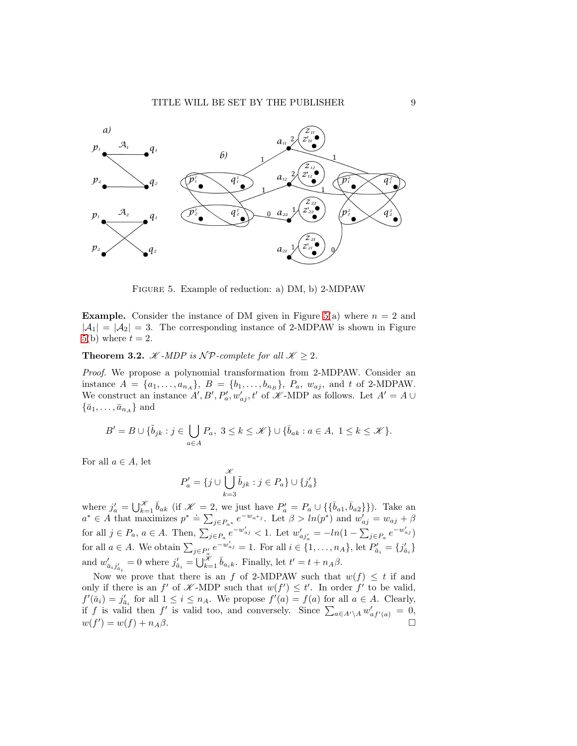FIGURE 5. Example of reduction: a) DM, b) 2-MDPAW

**Example.** Consider the instance of DM given in Figure 5(a) where $n = 2$ and $|\mathcal{A}_1| = |\mathcal{A}_2| = 3$. The corresponding instance of 2-MDPAW is shown in Figure 5(b) where $t = 2$.

**Theorem 3.2.** *$\mathscr{K}$-MDP is $\mathcal{NP}$-complete for all $\mathscr{K} \geq 2$.*

*Proof.* We propose a polynomial transformation from 2-MDPAW. Consider an instance $A = \{a_1, \ldots, a_{n_A}\}$, $B = \{b_1, \ldots, b_{n_B}\}$, $P_a$, $w_{aj}$, and $t$ of 2-MDPAW. We construct an instance $A', B', P'_a, w'_{aj}, t'$ of $\mathscr{K}$-MDP as follows. Let $A' = A \cup \{\bar{a}_1, \ldots, \bar{a}_{n_A}\}$ and

$$B' = B \cup \{\tilde{b}_{jk} : j \in \bigcup_{a \in A} P_a,\ 3 \leq k \leq \mathscr{K}\} \cup \{\bar{b}_{ak} : a \in A,\ 1 \leq k \leq \mathscr{K}\}.$$

For all $a \in A$, let

$$P'_a = \{j \cup \bigcup_{k=3}^{\mathscr{K}} \tilde{b}_{jk} : j \in P_a\} \cup \{j'_a\}$$

where $j'_a = \bigcup_{k=1}^{\mathscr{K}} \bar{b}_{ak}$ (if $\mathscr{K} = 2$, we just have $P'_a = P_a \cup \{\{\bar{b}_{a1}, \bar{b}_{a2}\}\}$). Take an $a^* \in A$ that maximizes $p^* \doteq \sum_{j \in P_{a^*}} e^{-w_{a^*j}}$. Let $\beta > ln(p^*)$ and $w'_{aj} = w_{aj} + \beta$ for all $j \in P_a$, $a \in A$. Then, $\sum_{j \in P_a} e^{-w'_{aj}} < 1$. Let $w'_{aj'_a} = -ln(1 - \sum_{j \in P_a} e^{-w'_{aj}})$ for all $a \in A$. We obtain $\sum_{j \in P'_a} e^{-w'_{aj}} = 1$. For all $i \in \{1, \ldots, n_A\}$, let $P'_{\bar{a}_i} = \{j'_{\bar{a}_i}\}$ and $w'_{\bar{a}_i j'_{\bar{a}_i}} = 0$ where $j'_{\bar{a}_i} = \bigcup_{k=1}^{\mathscr{K}} \bar{b}_{a_i k}$. Finally, let $t' = t + n_A \beta$.

Now we prove that there is an $f$ of 2-MDPAW such that $w(f) \leq t$ if and only if there is an $f'$ of $\mathscr{K}$-MDP such that $w(f') \leq t'$. In order $f'$ to be valid, $f'(\bar{a}_i) = j'_{\bar{a}_i}$ for all $1 \leq i \leq n_A$. We propose $f'(a) = f(a)$ for all $a \in A$. Clearly, if $f$ is valid then $f'$ is valid too, and conversely. Since $\sum_{a \in A' \setminus A} w'_{af'(a)} = 0$, $w(f') = w(f) + n_A \beta$. $\square$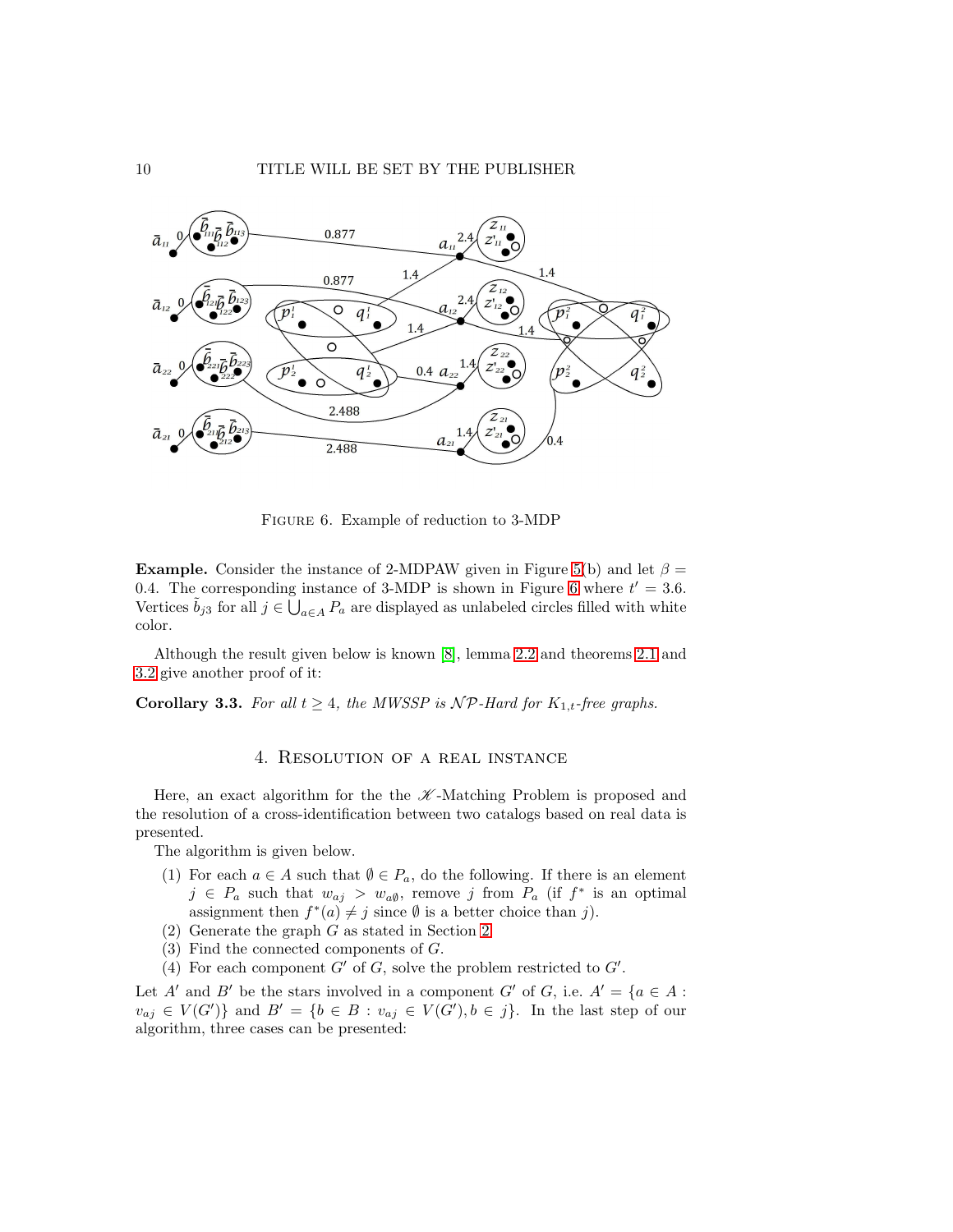FIGURE 6. Example of reduction to 3-MDP

**Example.** Consider the instance of 2-MDPAW given in Figure 5(b) and let $\beta = 0.4$. The corresponding instance of 3-MDP is shown in Figure 6 where $t' = 3.6$. Vertices $\bar{b}_{j3}$ for all $j \in \bigcup_{a \in A} P_a$ are displayed as unlabeled circles filled with white color.

Although the result given below is known [8], lemma 2.2 and theorems 2.1 and 3.2 give another proof of it:

**Corollary 3.3.** *For all $t \geq 4$, the MWSSP is $\mathcal{NP}$-Hard for $K_{1,t}$-free graphs.*

## 4. Resolution of a real instance

Here, an exact algorithm for the the $\mathscr{K}$-Matching Problem is proposed and the resolution of a cross-identification between two catalogs based on real data is presented.

The algorithm is given below.

1. For each $a \in A$ such that $\emptyset \in P_a$, do the following. If there is an element $j \in P_a$ such that $w_{aj} > w_{a\emptyset}$, remove $j$ from $P_a$ (if $f^*$ is an optimal assignment then $f^*(a) \neq j$ since $\emptyset$ is a better choice than $j$).
2. Generate the graph $G$ as stated in Section 2.
3. Find the connected components of $G$.
4. For each component $G'$ of $G$, solve the problem restricted to $G'$.

Let $A'$ and $B'$ be the stars involved in a component $G'$ of $G$, i.e. $A' = \{a \in A : v_{aj} \in V(G')\}$ and $B' = \{b \in B : v_{aj} \in V(G'), b \in j\}$. In the last step of our algorithm, three cases can be presented: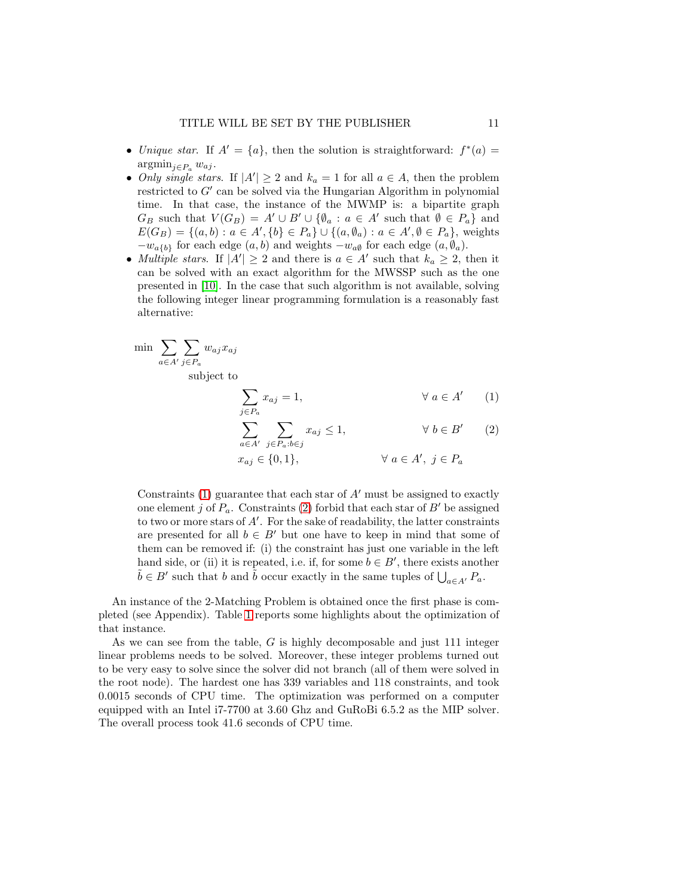- *Unique star.* If $A' = \{a\}$, then the solution is straightforward: $f^*(a) = \text{argmin}_{j \in P_a} w_{aj}$.
- *Only single stars.* If $|A'| \geq 2$ and $k_a = 1$ for all $a \in A$, then the problem restricted to $G'$ can be solved via the Hungarian Algorithm in polynomial time. In that case, the instance of the MWMP is: a bipartite graph $G_B$ such that $V(G_B) = A' \cup B' \cup \{\emptyset_a : a \in A' \text{ such that } \emptyset \in P_a\}$ and $E(G_B) = \{(a, b) : a \in A', \{b\} \in P_a\} \cup \{(a, \emptyset_a) : a \in A', \emptyset \in P_a\}$, weights $-w_{a\{b\}}$ for each edge $(a, b)$ and weights $-w_{a\emptyset}$ for each edge $(a, \emptyset_a)$.
- *Multiple stars.* If $|A'| \geq 2$ and there is $a \in A'$ such that $k_a \geq 2$, then it can be solved with an exact algorithm for the MWSSP such as the one presented in [10]. In the case that such algorithm is not available, solving the following integer linear programming formulation is a reasonably fast alternative:

$$\min \sum_{a \in A'} \sum_{j \in P_a} w_{aj} x_{aj}$$

subject to

$$\sum_{j \in P_a} x_{aj} = 1, \qquad \forall\, a \in A' \qquad (1)$$

$$\sum_{a \in A'} \sum_{j \in P_a : b \in j} x_{aj} \leq 1, \qquad \forall\, b \in B' \qquad (2)$$

$$x_{aj} \in \{0, 1\}, \qquad \forall\, a \in A',\ j \in P_a$$

Constraints (1) guarantee that each star of $A'$ must be assigned to exactly one element $j$ of $P_a$. Constraints (2) forbid that each star of $B'$ be assigned to two or more stars of $A'$. For the sake of readability, the latter constraints are presented for all $b \in B'$ but one have to keep in mind that some of them can be removed if: (i) the constraint has just one variable in the left hand side, or (ii) it is repeated, i.e. if, for some $b \in B'$, there exists another $\tilde{b} \in B'$ such that $b$ and $\tilde{b}$ occur exactly in the same tuples of $\bigcup_{a \in A'} P_a$.

An instance of the 2-Matching Problem is obtained once the first phase is completed (see Appendix). Table 1 reports some highlights about the optimization of that instance.

As we can see from the table, $G$ is highly decomposable and just 111 integer linear problems needs to be solved. Moreover, these integer problems turned out to be very easy to solve since the solver did not branch (all of them were solved in the root node). The hardest one has 339 variables and 118 constraints, and took 0.0015 seconds of CPU time. The optimization was performed on a computer equipped with an Intel i7-7700 at 3.60 Ghz and GuRoBi 6.5.2 as the MIP solver. The overall process took 41.6 seconds of CPU time.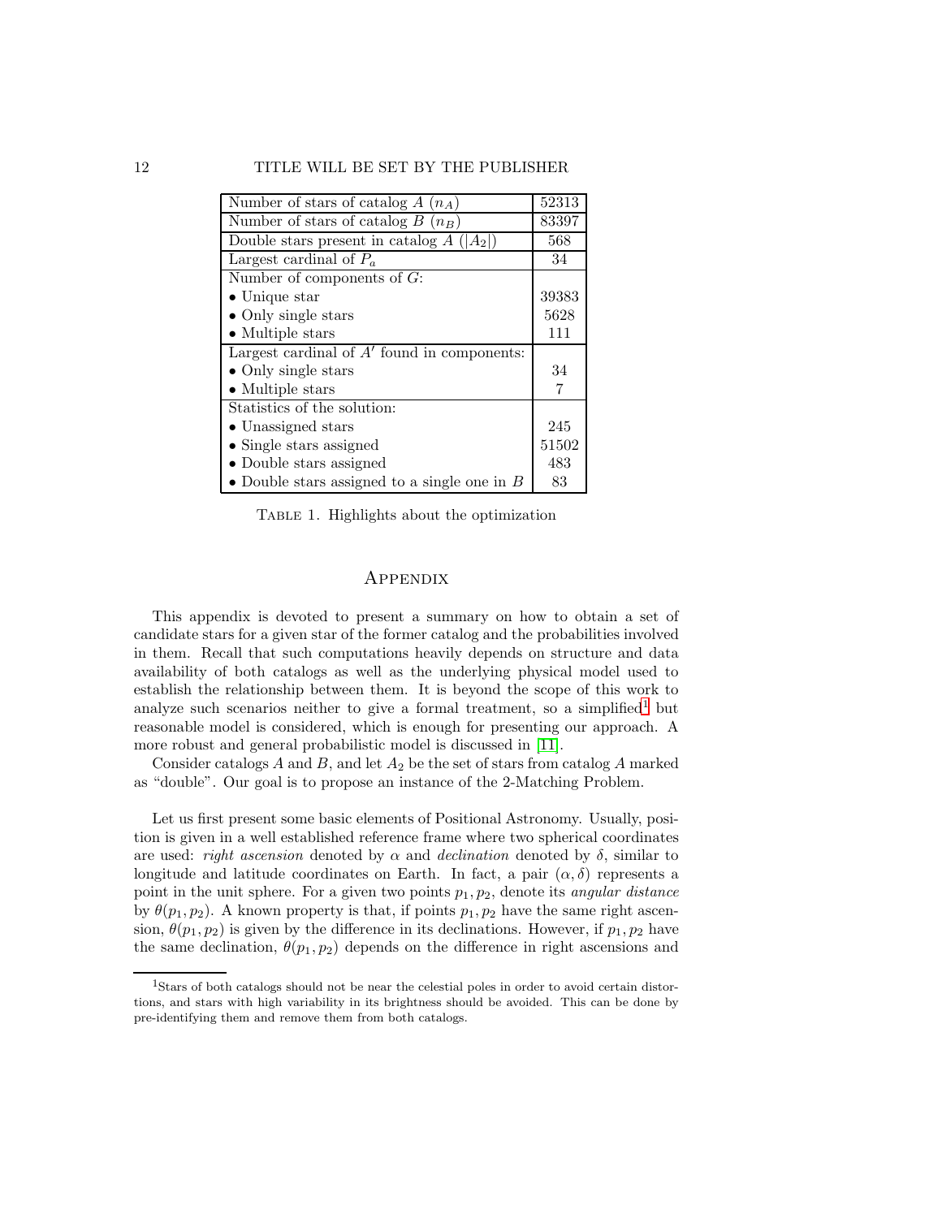| | |
|---|---|
| Number of stars of catalog $A$ ($n_A$) | 52313 |
| Number of stars of catalog $B$ ($n_B$) | 83397 |
| Double stars present in catalog $A$ ($\|A_2\|$) | 568 |
| Largest cardinal of $P_a$ | 34 |
| Number of components of $G$: | |
| • Unique star | 39383 |
| • Only single stars | 5628 |
| • Multiple stars | 111 |
| Largest cardinal of $A'$ found in components: | |
| • Only single stars | 34 |
| • Multiple stars | 7 |
| Statistics of the solution: | |
| • Unassigned stars | 245 |
| • Single stars assigned | 51502 |
| • Double stars assigned | 483 |
| • Double stars assigned to a single one in $B$ | 83 |

Table 1. Highlights about the optimization

## Appendix

This appendix is devoted to present a summary on how to obtain a set of candidate stars for a given star of the former catalog and the probabilities involved in them. Recall that such computations heavily depends on structure and data availability of both catalogs as well as the underlying physical model used to establish the relationship between them. It is beyond the scope of this work to analyze such scenarios neither to give a formal treatment, so a simplified[1] but reasonable model is considered, which is enough for presenting our approach. A more robust and general probabilistic model is discussed in [11].

Consider catalogs $A$ and $B$, and let $A_2$ be the set of stars from catalog $A$ marked as "double". Our goal is to propose an instance of the 2-Matching Problem.

Let us first present some basic elements of Positional Astronomy. Usually, position is given in a well established reference frame where two spherical coordinates are used: *right ascension* denoted by $\alpha$ and *declination* denoted by $\delta$, similar to longitude and latitude coordinates on Earth. In fact, a pair $(\alpha, \delta)$ represents a point in the unit sphere. For a given two points $p_1, p_2$, denote its *angular distance* by $\theta(p_1, p_2)$. A known property is that, if points $p_1, p_2$ have the same right ascension, $\theta(p_1, p_2)$ is given by the difference in its declinations. However, if $p_1, p_2$ have the same declination, $\theta(p_1, p_2)$ depends on the difference in right ascensions and

[1] Stars of both catalogs should not be near the celestial poles in order to avoid certain distortions, and stars with high variability in its brightness should be avoided. This can be done by pre-identifying them and remove them from both catalogs.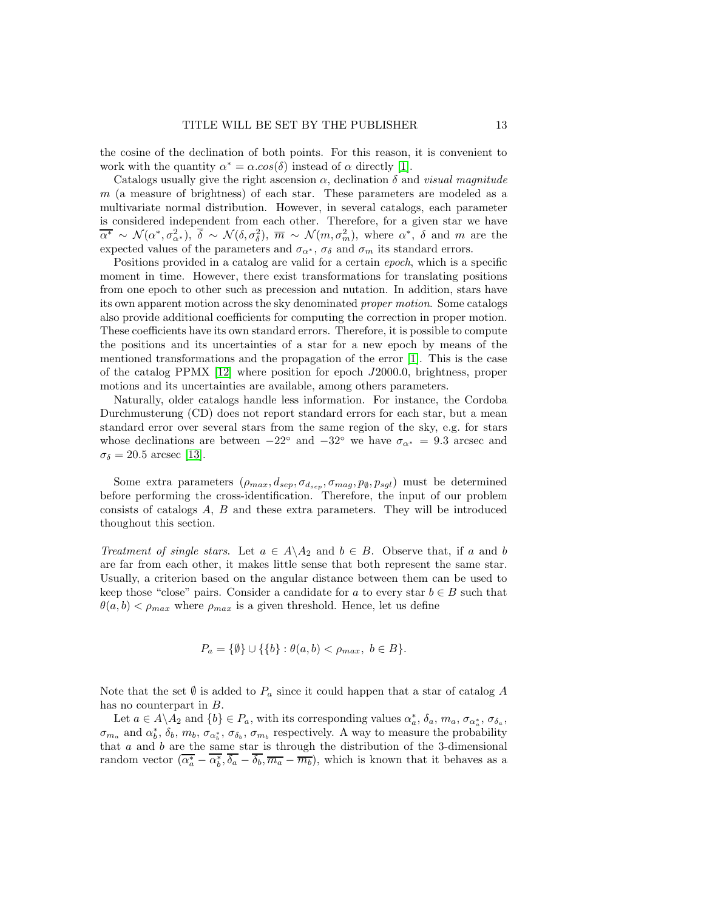the cosine of the declination of both points. For this reason, it is convenient to work with the quantity $\alpha^* = \alpha.cos(\delta)$ instead of $\alpha$ directly [1].

Catalogs usually give the right ascension $\alpha$, declination $\delta$ and *visual magnitude* $m$ (a measure of brightness) of each star. These parameters are modeled as a multivariate normal distribution. However, in several catalogs, each parameter is considered independent from each other. Therefore, for a given star we have $\overline{\alpha^*} \sim \mathcal{N}(\alpha^*, \sigma^2_{\alpha^*})$, $\overline{\delta} \sim \mathcal{N}(\delta, \sigma^2_{\delta})$, $\overline{m} \sim \mathcal{N}(m, \sigma^2_m)$, where $\alpha^*$, $\delta$ and $m$ are the expected values of the parameters and $\sigma_{\alpha^*}$, $\sigma_\delta$ and $\sigma_m$ its standard errors.

Positions provided in a catalog are valid for a certain *epoch*, which is a specific moment in time. However, there exist transformations for translating positions from one epoch to other such as precession and nutation. In addition, stars have its own apparent motion across the sky denominated *proper motion*. Some catalogs also provide additional coefficients for computing the correction in proper motion. These coefficients have its own standard errors. Therefore, it is possible to compute the positions and its uncertainties of a star for a new epoch by means of the mentioned transformations and the propagation of the error [1]. This is the case of the catalog PPMX [12] where position for epoch $J2000.0$, brightness, proper motions and its uncertainties are available, among others parameters.

Naturally, older catalogs handle less information. For instance, the Cordoba Durchmusterung (CD) does not report standard errors for each star, but a mean standard error over several stars from the same region of the sky, e.g. for stars whose declinations are between $-22°$ and $-32°$ we have $\sigma_{\alpha^*} = 9.3$ arcsec and $\sigma_\delta = 20.5$ arcsec [13].

Some extra parameters $(\rho_{max}, d_{sep}, \sigma_{d_{sep}}, \sigma_{mag}, p_\emptyset, p_{sgl})$ must be determined before performing the cross-identification. Therefore, the input of our problem consists of catalogs $A$, $B$ and these extra parameters. They will be introduced thoughout this section.

*Treatment of single stars.* Let $a \in A \backslash A_2$ and $b \in B$. Observe that, if $a$ and $b$ are far from each other, it makes little sense that both represent the same star. Usually, a criterion based on the angular distance between them can be used to keep those "close" pairs. Consider a candidate for $a$ to every star $b \in B$ such that $\theta(a,b) < \rho_{max}$ where $\rho_{max}$ is a given threshold. Hence, let us define

$$P_a = \{\emptyset\} \cup \{\{b\} : \theta(a,b) < \rho_{max},\ b \in B\}.$$

Note that the set $\emptyset$ is added to $P_a$ since it could happen that a star of catalog $A$ has no counterpart in $B$.

Let $a \in A \backslash A_2$ and $\{b\} \in P_a$, with its corresponding values $\alpha^*_a$, $\delta_a$, $m_a$, $\sigma_{\alpha^*_a}$, $\sigma_{\delta_a}$, $\sigma_{m_a}$ and $\alpha^*_b$, $\delta_b$, $m_b$, $\sigma_{\alpha^*_b}$, $\sigma_{\delta_b}$, $\sigma_{m_b}$ respectively. A way to measure the probability that $a$ and $b$ are the same star is through the distribution of the 3-dimensional random vector $(\overline{\alpha^*_a} - \overline{\alpha^*_b}, \overline{\delta_a} - \overline{\delta_b}, \overline{m_a} - \overline{m_b})$, which is known that it behaves as a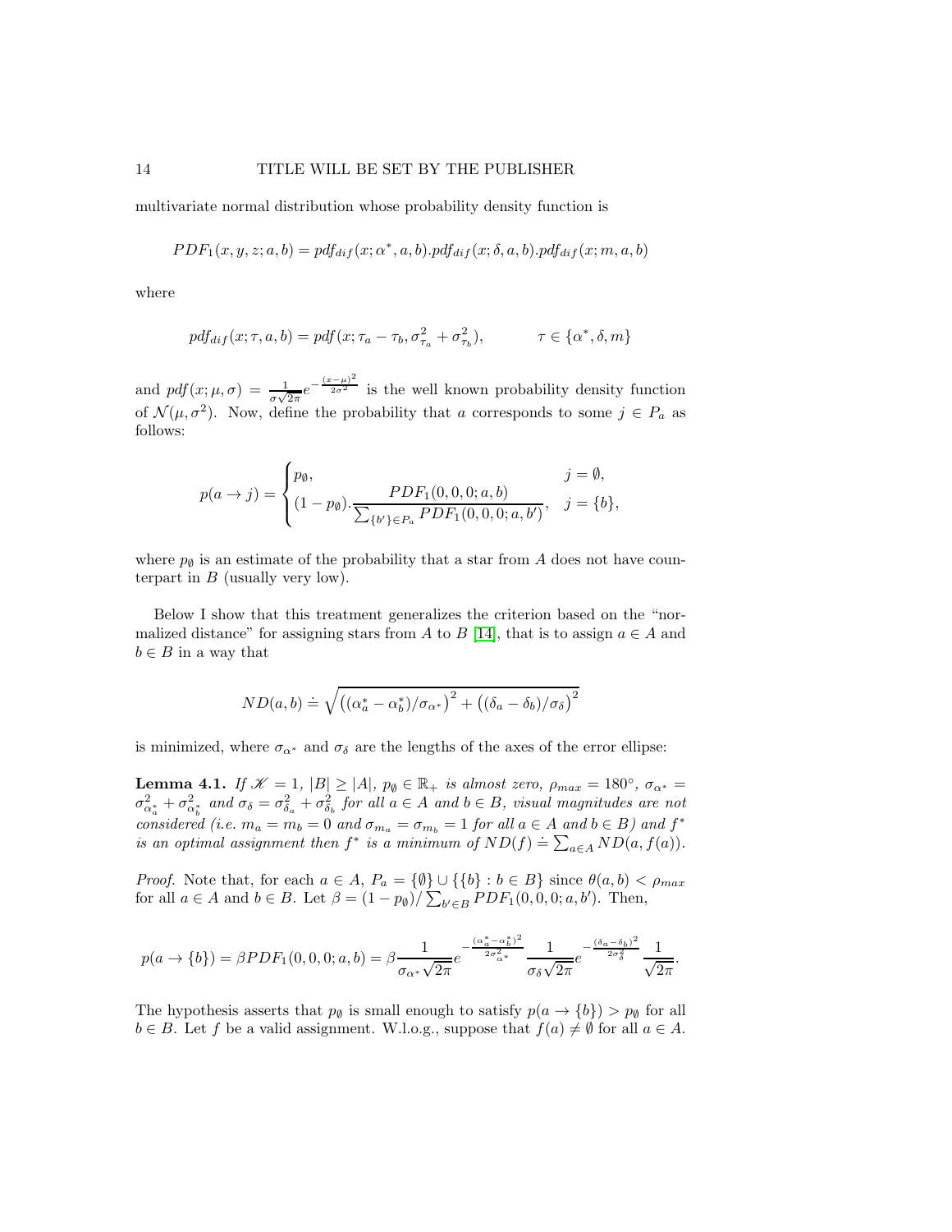multivariate normal distribution whose probability density function is

$$PDF_1(x, y, z; a, b) = pdf_{dif}(x; \alpha^*, a, b).pdf_{dif}(x; \delta, a, b).pdf_{dif}(x; m, a, b)$$

where

$$pdf_{dif}(x; \tau, a, b) = pdf(x; \tau_a - \tau_b, \sigma_{\tau_a}^2 + \sigma_{\tau_b}^2), \qquad \tau \in \{\alpha^*, \delta, m\}$$

and $pdf(x; \mu, \sigma) = \frac{1}{\sigma\sqrt{2\pi}} e^{-\frac{(x-\mu)^2}{2\sigma^2}}$ is the well known probability density function of $\mathcal{N}(\mu, \sigma^2)$. Now, define the probability that $a$ corresponds to some $j \in P_a$ as follows:

$$p(a \to j) = \begin{cases} p_\emptyset, & j = \emptyset, \\ (1 - p_\emptyset).\dfrac{PDF_1(0, 0, 0; a, b)}{\sum_{\{b'\} \in P_a} PDF_1(0, 0, 0; a, b')}, & j = \{b\}, \end{cases}$$

where $p_\emptyset$ is an estimate of the probability that a star from $A$ does not have counterpart in $B$ (usually very low).

Below I show that this treatment generalizes the criterion based on the "normalized distance" for assigning stars from $A$ to $B$ [14], that is to assign $a \in A$ and $b \in B$ in a way that

$$ND(a, b) \doteq \sqrt{\left((\alpha_a^* - \alpha_b^*)/\sigma_{\alpha^*}\right)^2 + \left((\delta_a - \delta_b)/\sigma_\delta\right)^2}$$

is minimized, where $\sigma_{\alpha^*}$ and $\sigma_\delta$ are the lengths of the axes of the error ellipse:

**Lemma 4.1.** *If $\mathscr{K} = 1$, $|B| \geq |A|$, $p_\emptyset \in \mathbb{R}_+$ is almost zero, $\rho_{max} = 180°$, $\sigma_{\alpha^*} = \sigma_{\alpha_a^*}^2 + \sigma_{\alpha_b^*}^2$ and $\sigma_\delta = \sigma_{\delta_a}^2 + \sigma_{\delta_b}^2$ for all $a \in A$ and $b \in B$, visual magnitudes are not considered (i.e. $m_a = m_b = 0$ and $\sigma_{m_a} = \sigma_{m_b} = 1$ for all $a \in A$ and $b \in B$) and $f^*$ is an optimal assignment then $f^*$ is a minimum of $ND(f) \doteq \sum_{a \in A} ND(a, f(a))$.*

*Proof.* Note that, for each $a \in A$, $P_a = \{\emptyset\} \cup \{\{b\} : b \in B\}$ since $\theta(a, b) < \rho_{max}$ for all $a \in A$ and $b \in B$. Let $\beta = (1 - p_\emptyset)/\sum_{b' \in B} PDF_1(0, 0, 0; a, b')$. Then,

$$p(a \to \{b\}) = \beta PDF_1(0, 0, 0; a, b) = \beta \frac{1}{\sigma_{\alpha^*}\sqrt{2\pi}} e^{-\frac{(\alpha_a^* - \alpha_b^*)^2}{2\sigma_{\alpha^*}^2}} \frac{1}{\sigma_\delta\sqrt{2\pi}} e^{-\frac{(\delta_a - \delta_b)^2}{2\sigma_\delta^2}} \frac{1}{\sqrt{2\pi}}.$$

The hypothesis asserts that $p_\emptyset$ is small enough to satisfy $p(a \to \{b\}) > p_\emptyset$ for all $b \in B$. Let $f$ be a valid assignment. W.l.o.g., suppose that $f(a) \neq \emptyset$ for all $a \in A$.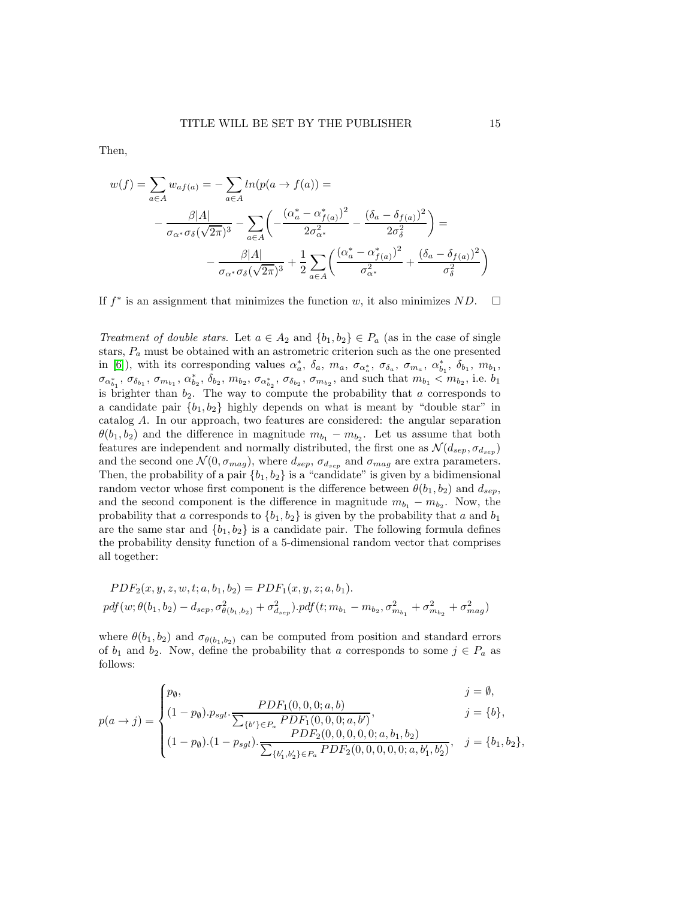Then,

$$
\begin{aligned}
w(f) = \sum_{a\in A} w_{af(a)} = -\sum_{a\in A} ln(p(a\to f(a)) = \\
-\frac{\beta|A|}{\sigma_{\alpha^*}\sigma_\delta(\sqrt{2\pi})^3} - \sum_{a\in A}\left(-\frac{(\alpha^*_a-\alpha^*_{f(a)})^2}{2\sigma^2_{\alpha^*}} - \frac{(\delta_a-\delta_{f(a)})^2}{2\sigma^2_\delta}\right) = \\
-\frac{\beta|A|}{\sigma_{\alpha^*}\sigma_\delta(\sqrt{2\pi})^3} + \frac{1}{2}\sum_{a\in A}\left(\frac{(\alpha^*_a-\alpha^*_{f(a)})^2}{\sigma^2_{\alpha^*}} + \frac{(\delta_a-\delta_{f(a)})^2}{\sigma^2_\delta}\right)
\end{aligned}
$$

If $f^*$ is an assignment that minimizes the function $w$, it also minimizes $ND$. □

*Treatment of double stars.* Let $a \in A_2$ and $\{b_1, b_2\} \in P_a$ (as in the case of single stars, $P_a$ must be obtained with an astrometric criterion such as the one presented in [6]), with its corresponding values $\alpha^*_a$, $\delta_a$, $m_a$, $\sigma_{\alpha^*_a}$, $\sigma_{\delta_a}$, $\sigma_{m_a}$, $\alpha^*_{b_1}$, $\delta_{b_1}$, $m_{b_1}$, $\sigma_{\alpha^*_{b_1}}$, $\sigma_{\delta_{b_1}}$, $\sigma_{m_{b_1}}$, $\alpha^*_{b_2}$, $\delta_{b_2}$, $m_{b_2}$, $\sigma_{\alpha^*_{b_2}}$, $\sigma_{\delta_{b_2}}$, $\sigma_{m_{b_2}}$, and such that $m_{b_1} < m_{b_2}$, i.e. $b_1$ is brighter than $b_2$. The way to compute the probability that $a$ corresponds to a candidate pair $\{b_1, b_2\}$ highly depends on what is meant by "double star" in catalog $A$. In our approach, two features are considered: the angular separation $\theta(b_1, b_2)$ and the difference in magnitude $m_{b_1} - m_{b_2}$. Let us assume that both features are independent and normally distributed, the first one as $\mathcal{N}(d_{sep}, \sigma_{d_{sep}})$ and the second one $\mathcal{N}(0, \sigma_{mag})$, where $d_{sep}$, $\sigma_{d_{sep}}$ and $\sigma_{mag}$ are extra parameters. Then, the probability of a pair $\{b_1, b_2\}$ is a "candidate" is given by a bidimensional random vector whose first component is the difference between $\theta(b_1, b_2)$ and $d_{sep}$, and the second component is the difference in magnitude $m_{b_1} - m_{b_2}$. Now, the probability that $a$ corresponds to $\{b_1, b_2\}$ is given by the probability that $a$ and $b_1$ are the same star and $\{b_1, b_2\}$ is a candidate pair. The following formula defines the probability density function of a 5-dimensional random vector that comprises all together:

$$
\begin{aligned}
&PDF_2(x, y, z, w, t; a, b_1, b_2) = PDF_1(x, y, z; a, b_1). \\
&pdf(w; \theta(b_1, b_2) - d_{sep}, \sigma^2_{\theta(b_1,b_2)} + \sigma^2_{d_{sep}}).pdf(t; m_{b_1} - m_{b_2}, \sigma^2_{m_{b_1}} + \sigma^2_{m_{b_2}} + \sigma^2_{mag})
\end{aligned}
$$

where $\theta(b_1, b_2)$ and $\sigma_{\theta(b_1,b_2)}$ can be computed from position and standard errors of $b_1$ and $b_2$. Now, define the probability that $a$ corresponds to some $j \in P_a$ as follows:

$$
p(a\to j) = \begin{cases}
p_\emptyset, & j=\emptyset, \\
(1-p_\emptyset).p_{sgl}.\dfrac{PDF_1(0,0,0;a,b)}{\sum_{\{b'\}\in P_a} PDF_1(0,0,0;a,b')}, & j=\{b\}, \\
(1-p_\emptyset).(1-p_{sgl}).\dfrac{PDF_2(0,0,0,0,0;a,b_1,b_2)}{\sum_{\{b'_1,b'_2\}\in P_a} PDF_2(0,0,0,0,0;a,b'_1,b'_2)}, & j=\{b_1,b_2\},
\end{cases}
$$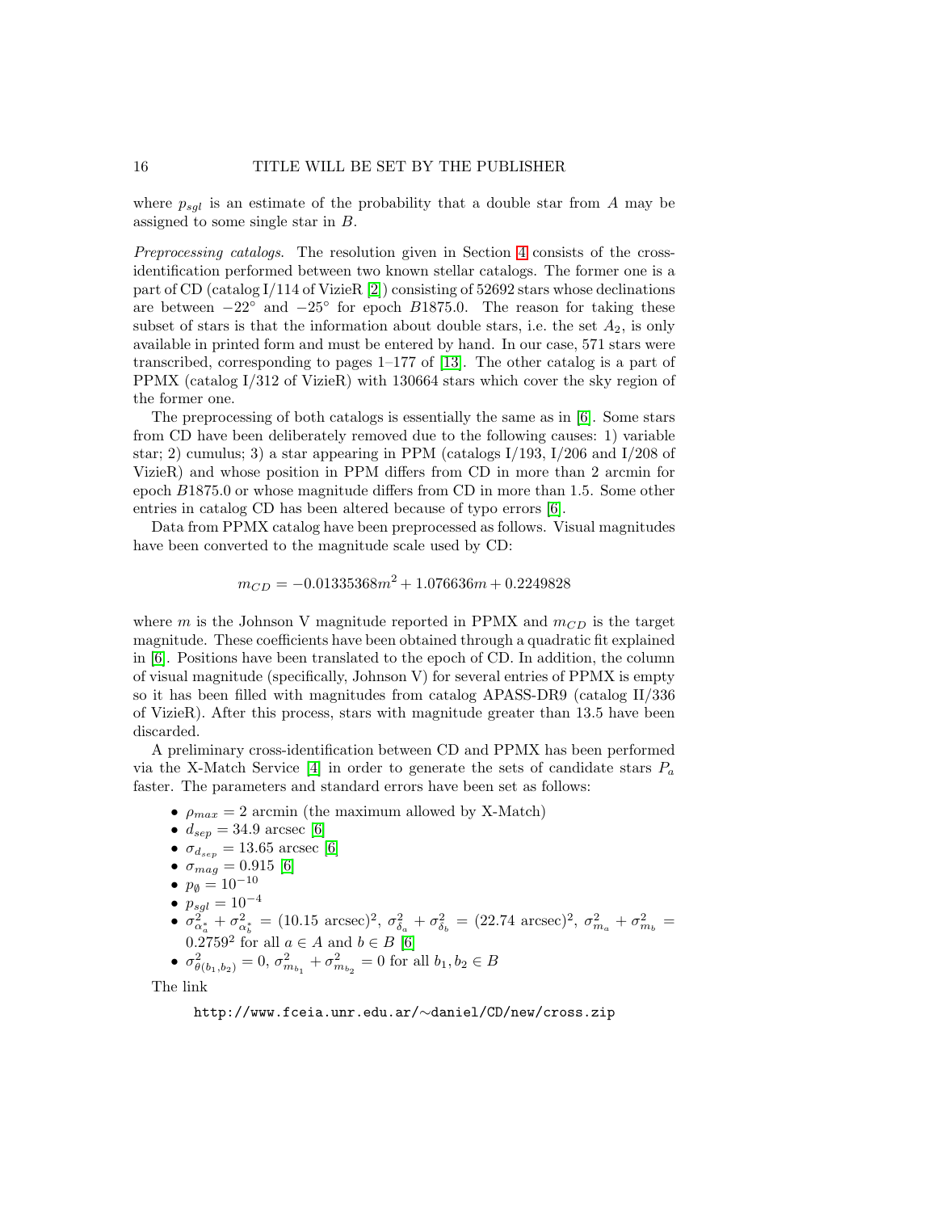where $p_{sgl}$ is an estimate of the probability that a double star from $A$ may be assigned to some single star in $B$.

*Preprocessing catalogs.* The resolution given in Section 4 consists of the cross-identification performed between two known stellar catalogs. The former one is a part of CD (catalog I/114 of VizieR [2]) consisting of 52692 stars whose declinations are between $-22^\circ$ and $-25^\circ$ for epoch $B1875.0$. The reason for taking these subset of stars is that the information about double stars, i.e. the set $A_2$, is only available in printed form and must be entered by hand. In our case, 571 stars were transcribed, corresponding to pages 1–177 of [13]. The other catalog is a part of PPMX (catalog I/312 of VizieR) with 130664 stars which cover the sky region of the former one.

The preprocessing of both catalogs is essentially the same as in [6]. Some stars from CD have been deliberately removed due to the following causes: 1) variable star; 2) cumulus; 3) a star appearing in PPM (catalogs I/193, I/206 and I/208 of VizieR) and whose position in PPM differs from CD in more than 2 arcmin for epoch $B1875.0$ or whose magnitude differs from CD in more than 1.5. Some other entries in catalog CD has been altered because of typo errors [6].

Data from PPMX catalog have been preprocessed as follows. Visual magnitudes have been converted to the magnitude scale used by CD:

$$m_{CD} = -0.01335368m^2 + 1.076636m + 0.2249828$$

where $m$ is the Johnson V magnitude reported in PPMX and $m_{CD}$ is the target magnitude. These coefficients have been obtained through a quadratic fit explained in [6]. Positions have been translated to the epoch of CD. In addition, the column of visual magnitude (specifically, Johnson V) for several entries of PPMX is empty so it has been filled with magnitudes from catalog APASS-DR9 (catalog II/336 of VizieR). After this process, stars with magnitude greater than 13.5 have been discarded.

A preliminary cross-identification between CD and PPMX has been performed via the X-Match Service [4] in order to generate the sets of candidate stars $P_a$ faster. The parameters and standard errors have been set as follows:

- $\rho_{max} = 2$ arcmin (the maximum allowed by X-Match)
- $d_{sep} = 34.9$ arcsec [6]
- $\sigma_{d_{sep}} = 13.65$ arcsec [6]
- $\sigma_{mag} = 0.915$ [6]
- $p_{\emptyset} = 10^{-10}$
- $p_{sgl} = 10^{-4}$
- $\sigma^2_{\alpha^*_a} + \sigma^2_{\alpha^*_b} = (10.15 \text{ arcsec})^2$, $\sigma^2_{\delta_a} + \sigma^2_{\delta_b} = (22.74 \text{ arcsec})^2$, $\sigma^2_{m_a} + \sigma^2_{m_b} = 0.2759^2$ for all $a \in A$ and $b \in B$ [6]
- $\sigma^2_{\theta(b_1,b_2)} = 0$, $\sigma^2_{m_{b_1}} + \sigma^2_{m_{b_2}} = 0$ for all $b_1, b_2 \in B$

The link

http://www.fceia.unr.edu.ar/∼daniel/CD/new/cross.zip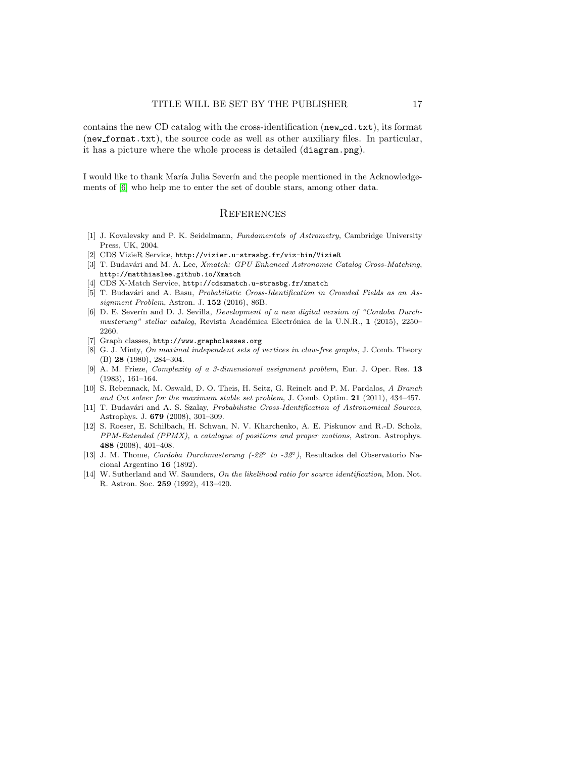contains the new CD catalog with the cross-identification (`new_cd.txt`), its format (`new_format.txt`), the source code as well as other auxiliary files. In particular, it has a picture where the whole process is detailed (`diagram.png`).

I would like to thank María Julia Severín and the people mentioned in the Acknowledgements of [6] who help me to enter the set of double stars, among other data.

## References

[1] J. Kovalevsky and P. K. Seidelmann, *Fundamentals of Astrometry*, Cambridge University Press, UK, 2004.

[2] CDS VizieR Service, `http://vizier.u-strasbg.fr/viz-bin/VizieR`

[3] T. Budavári and M. A. Lee, *Xmatch: GPU Enhanced Astronomic Catalog Cross-Matching*, `http://matthiaslee.github.io/Xmatch`

[4] CDS X-Match Service, `http://cdsxmatch.u-strasbg.fr/xmatch`

[5] T. Budavári and A. Basu, *Probabilistic Cross-Identification in Crowded Fields as an Assignment Problem*, Astron. J. **152** (2016), 86B.

[6] D. E. Severín and D. J. Sevilla, *Development of a new digital version of "Cordoba Durchmusterung" stellar catalog*, Revista Académica Electrónica de la U.N.R., **1** (2015), 2250–2260.

[7] Graph classes, `http://www.graphclasses.org`

[8] G. J. Minty, *On maximal independent sets of vertices in claw-free graphs*, J. Comb. Theory (B) **28** (1980), 284–304.

[9] A. M. Frieze, *Complexity of a 3-dimensional assignment problem*, Eur. J. Oper. Res. **13** (1983), 161–164.

[10] S. Rebennack, M. Oswald, D. O. Theis, H. Seitz, G. Reinelt and P. M. Pardalos, *A Branch and Cut solver for the maximum stable set problem*, J. Comb. Optim. **21** (2011), 434–457.

[11] T. Budavári and A. S. Szalay, *Probabilistic Cross-Identification of Astronomical Sources*, Astrophys. J. **679** (2008), 301–309.

[12] S. Roeser, E. Schilbach, H. Schwan, N. V. Kharchenko, A. E. Piskunov and R.-D. Scholz, *PPM-Extended (PPMX), a catalogue of positions and proper motions*, Astron. Astrophys. **488** (2008), 401–408.

[13] J. M. Thome, *Cordoba Durchmusterung (-22° to -32°)*, Resultados del Observatorio Nacional Argentino **16** (1892).

[14] W. Sutherland and W. Saunders, *On the likelihood ratio for source identification*, Mon. Not. R. Astron. Soc. **259** (1992), 413–420.